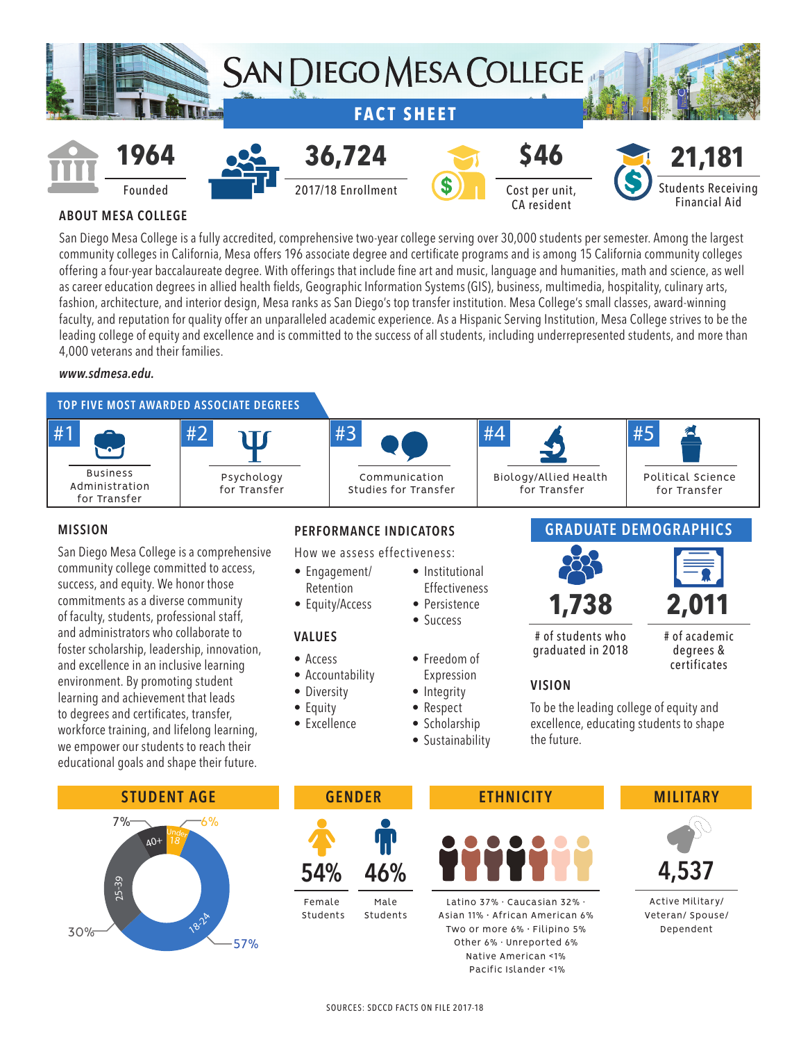# SAN DIEGO MESA COLLEGE

## FACT SHEET

**1964**
Founded

**36,724**
2017/18 Enrollment

**$46**
Cost per unit, CA resident

**21,181**
Students Receiving Financial Aid

## ABOUT MESA COLLEGE

San Diego Mesa College is a fully accredited, comprehensive two-year college serving over 30,000 students per semester. Among the largest community colleges in California, Mesa offers 196 associate degree and certificate programs and is among 15 California community colleges offering a four-year baccalaureate degree. With offerings that include fine art and music, language and humanities, math and science, as well as career education degrees in allied health fields, Geographic Information Systems (GIS), business, multimedia, hospitality, culinary arts, fashion, architecture, and interior design, Mesa ranks as San Diego's top transfer institution. Mesa College's small classes, award-winning faculty, and reputation for quality offer an unparalleled academic experience. As a Hispanic Serving Institution, Mesa College strives to be the leading college of equity and excellence and is committed to the success of all students, including underrepresented students, and more than 4,000 veterans and their families.

*www.sdmesa.edu.*

## TOP FIVE MOST AWARDED ASSOCIATE DEGREES

| #1 | #2 | #3 | #4 | #5 |
|---|---|---|---|---|
| Business Administration for Transfer | Psychology for Transfer | Communication Studies for Transfer | Biology/Allied Health for Transfer | Political Science for Transfer |

## MISSION

San Diego Mesa College is a comprehensive community college committed to access, success, and equity. We honor those commitments as a diverse community of faculty, students, professional staff, and administrators who collaborate to foster scholarship, leadership, innovation, and excellence in an inclusive learning environment. By promoting student learning and achievement that leads to degrees and certificates, transfer, workforce training, and lifelong learning, we empower our students to reach their educational goals and shape their future.

## PERFORMANCE INDICATORS

How we assess effectiveness:

- Engagement/ Retention
- Equity/Access
- Institutional Effectiveness
- Persistence
- Success

## VALUES

- Access
- Accountability
- Diversity
- Equity
- Excellence
- Freedom of Expression
- Integrity
- Respect
- Scholarship
- Sustainability

## GRADUATE DEMOGRAPHICS

**1,738**
# of students who graduated in 2018

**2,011**
# of academic degrees & certificates

## VISION

To be the leading college of equity and excellence, educating students to shape the future.

## STUDENT AGE

- Under 18: 6%
- 18-24: 57%
- 25-39: 30%
- 40+: 7%

## GENDER

**54%** Female Students

**46%** Male Students

## ETHNICITY

Latino 37% · Caucasian 32% · Asian 11% · African American 6% Two or more 6% · Filipino 5% Other 6% · Unreported 6% Native American <1% Pacific Islander <1%

## MILITARY

**4,537**
Active Military/ Veteran/ Spouse/ Dependent

SOURCES: SDCCD FACTS ON FILE 2017-18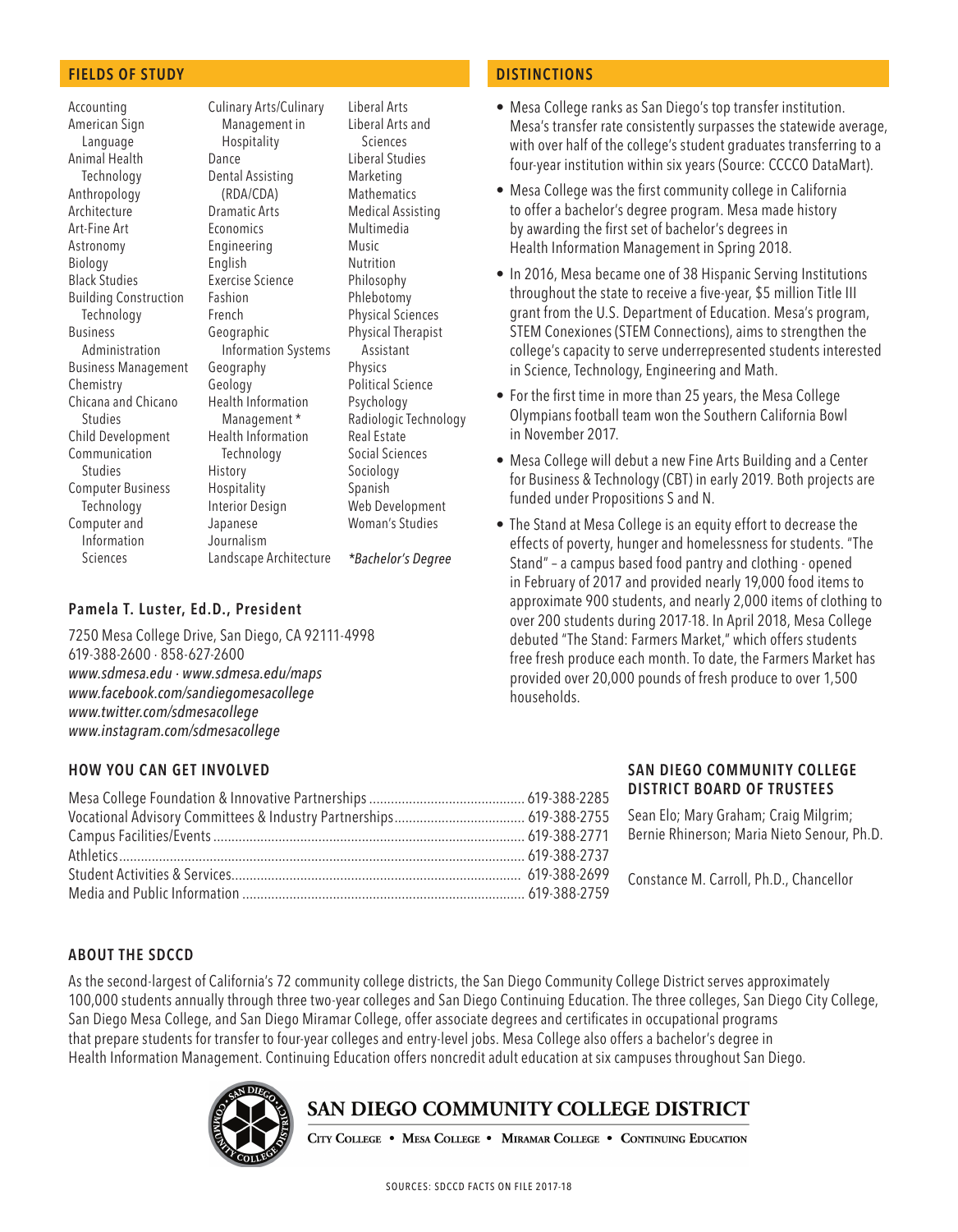## FIELDS OF STUDY

Accounting
American Sign Language
Animal Health Technology
Anthropology
Architecture
Art-Fine Art
Astronomy
Biology
Black Studies
Building Construction Technology
Business Administration
Business Management
Chemistry
Chicana and Chicano Studies
Child Development
Communication Studies
Computer Business Technology
Computer and Information Sciences
Culinary Arts/Culinary Management in Hospitality
Dance
Dental Assisting (RDA/CDA)
Dramatic Arts
Economics
Engineering
English
Exercise Science
Fashion
French
Geographic Information Systems
Geography
Geology
Health Information Management *
Health Information Technology
History
Hospitality
Interior Design
Japanese
Journalism
Landscape Architecture
Liberal Arts
Liberal Arts and Sciences
Liberal Studies
Marketing
Mathematics
Medical Assisting
Multimedia
Music
Nutrition
Philosophy
Phlebotomy
Physical Sciences
Physical Therapist Assistant
Physics
Political Science
Psychology
Radiologic Technology
Real Estate
Social Sciences
Sociology
Spanish
Web Development
Woman's Studies

*\*Bachelor's Degree*

**Pamela T. Luster, Ed.D., President**

7250 Mesa College Drive, San Diego, CA 92111-4998
619-388-2600 · 858-627-2600
*www.sdmesa.edu · www.sdmesa.edu/maps*
*www.facebook.com/sandiegomesacollege*
*www.twitter.com/sdmesacollege*
*www.instagram.com/sdmesacollege*

## DISTINCTIONS

- Mesa College ranks as San Diego's top transfer institution. Mesa's transfer rate consistently surpasses the statewide average, with over half of the college's student graduates transferring to a four-year institution within six years (Source: CCCCO DataMart).
- Mesa College was the first community college in California to offer a bachelor's degree program. Mesa made history by awarding the first set of bachelor's degrees in Health Information Management in Spring 2018.
- In 2016, Mesa became one of 38 Hispanic Serving Institutions throughout the state to receive a five-year, $5 million Title III grant from the U.S. Department of Education. Mesa's program, STEM Conexiones (STEM Connections), aims to strengthen the college's capacity to serve underrepresented students interested in Science, Technology, Engineering and Math.
- For the first time in more than 25 years, the Mesa College Olympians football team won the Southern California Bowl in November 2017.
- Mesa College will debut a new Fine Arts Building and a Center for Business & Technology (CBT) in early 2019. Both projects are funded under Propositions S and N.
- The Stand at Mesa College is an equity effort to decrease the effects of poverty, hunger and homelessness for students. "The Stand" – a campus based food pantry and clothing - opened in February of 2017 and provided nearly 19,000 food items to approximate 900 students, and nearly 2,000 items of clothing to over 200 students during 2017-18. In April 2018, Mesa College debuted "The Stand: Farmers Market," which offers students free fresh produce each month. To date, the Farmers Market has provided over 20,000 pounds of fresh produce to over 1,500 households.

## HOW YOU CAN GET INVOLVED

| | |
|---|---|
| Mesa College Foundation & Innovative Partnerships | 619-388-2285 |
| Vocational Advisory Committees & Industry Partnerships | 619-388-2755 |
| Campus Facilities/Events | 619-388-2771 |
| Athletics | 619-388-2737 |
| Student Activities & Services | 619-388-2699 |
| Media and Public Information | 619-388-2759 |

## SAN DIEGO COMMUNITY COLLEGE DISTRICT BOARD OF TRUSTEES

Sean Elo; Mary Graham; Craig Milgrim; Bernie Rhinerson; Maria Nieto Senour, Ph.D.

Constance M. Carroll, Ph.D., Chancellor

## ABOUT THE SDCCD

As the second-largest of California's 72 community college districts, the San Diego Community College District serves approximately 100,000 students annually through three two-year colleges and San Diego Continuing Education. The three colleges, San Diego City College, San Diego Mesa College, and San Diego Miramar College, offer associate degrees and certificates in occupational programs that prepare students for transfer to four-year colleges and entry-level jobs. Mesa College also offers a bachelor's degree in Health Information Management. Continuing Education offers noncredit adult education at six campuses throughout San Diego.

SAN DIEGO COMMUNITY COLLEGE DISTRICT

City College • Mesa College • Miramar College • Continuing Education

SOURCES: SDCCD FACTS ON FILE 2017-18